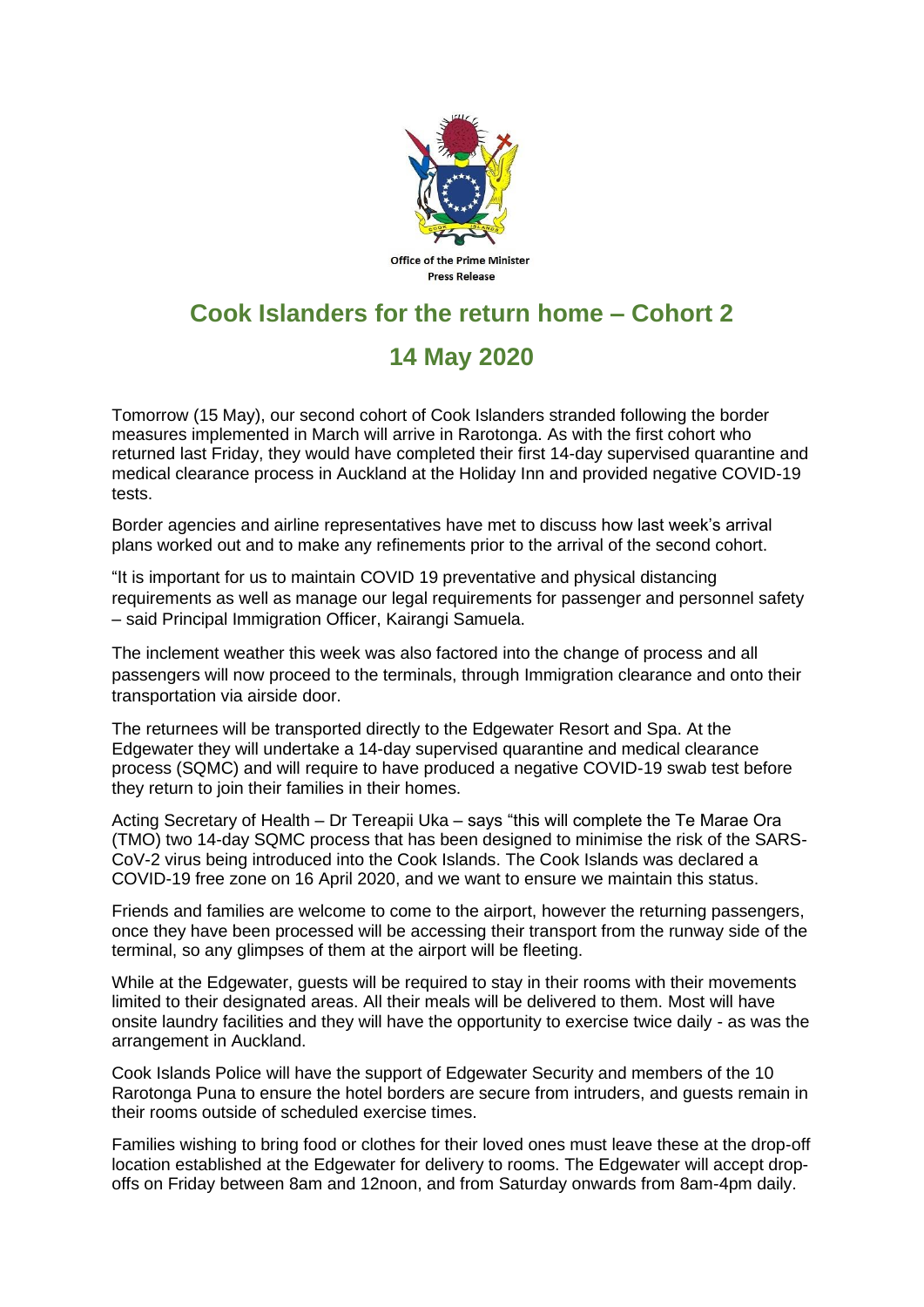Office of the Prime Minister
Press Release

# Cook Islanders for the return home – Cohort 2

## 14 May 2020

Tomorrow (15 May), our second cohort of Cook Islanders stranded following the border measures implemented in March will arrive in Rarotonga. As with the first cohort who returned last Friday, they would have completed their first 14-day supervised quarantine and medical clearance process in Auckland at the Holiday Inn and provided negative COVID-19 tests.

Border agencies and airline representatives have met to discuss how last week's arrival plans worked out and to make any refinements prior to the arrival of the second cohort.

"It is important for us to maintain COVID 19 preventative and physical distancing requirements as well as manage our legal requirements for passenger and personnel safety – said Principal Immigration Officer, Kairangi Samuela.

The inclement weather this week was also factored into the change of process and all passengers will now proceed to the terminals, through Immigration clearance and onto their transportation via airside door.

The returnees will be transported directly to the Edgewater Resort and Spa. At the Edgewater they will undertake a 14-day supervised quarantine and medical clearance process (SQMC) and will require to have produced a negative COVID-19 swab test before they return to join their families in their homes.

Acting Secretary of Health – Dr Tereapii Uka – says "this will complete the Te Marae Ora (TMO) two 14-day SQMC process that has been designed to minimise the risk of the SARS-CoV-2 virus being introduced into the Cook Islands. The Cook Islands was declared a COVID-19 free zone on 16 April 2020, and we want to ensure we maintain this status.

Friends and families are welcome to come to the airport, however the returning passengers, once they have been processed will be accessing their transport from the runway side of the terminal, so any glimpses of them at the airport will be fleeting.

While at the Edgewater, guests will be required to stay in their rooms with their movements limited to their designated areas. All their meals will be delivered to them. Most will have onsite laundry facilities and they will have the opportunity to exercise twice daily - as was the arrangement in Auckland.

Cook Islands Police will have the support of Edgewater Security and members of the 10 Rarotonga Puna to ensure the hotel borders are secure from intruders, and guests remain in their rooms outside of scheduled exercise times.

Families wishing to bring food or clothes for their loved ones must leave these at the drop-off location established at the Edgewater for delivery to rooms. The Edgewater will accept drop-offs on Friday between 8am and 12noon, and from Saturday onwards from 8am-4pm daily.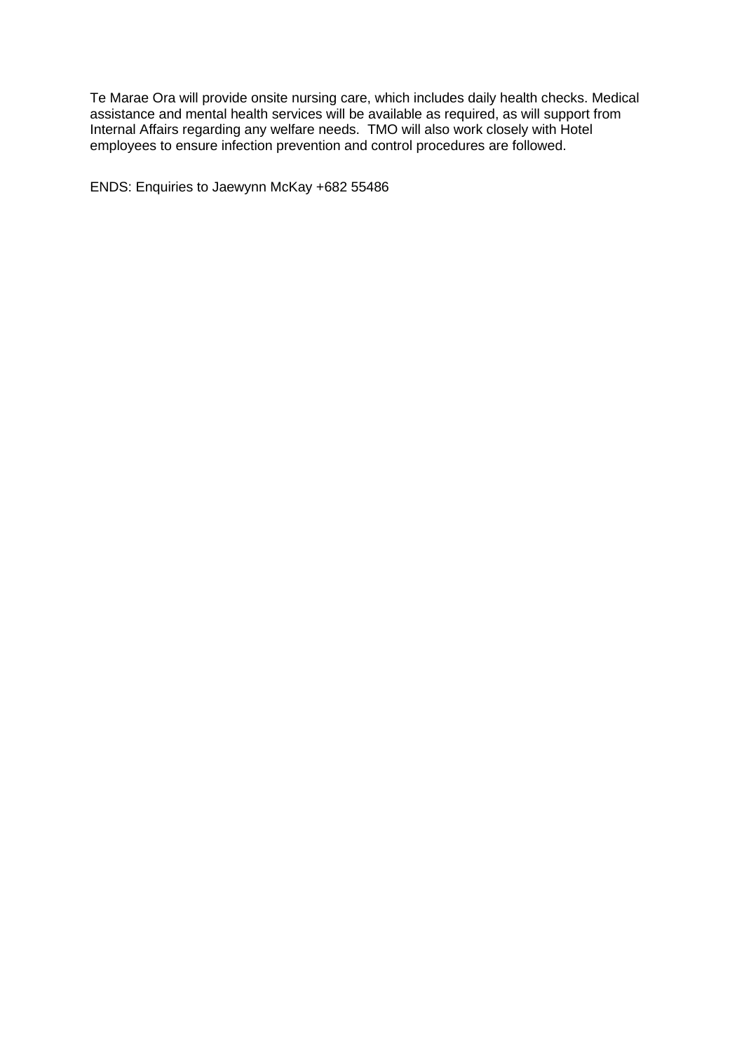Te Marae Ora will provide onsite nursing care, which includes daily health checks. Medical assistance and mental health services will be available as required, as will support from Internal Affairs regarding any welfare needs.  TMO will also work closely with Hotel employees to ensure infection prevention and control procedures are followed.

ENDS: Enquiries to Jaewynn McKay +682 55486